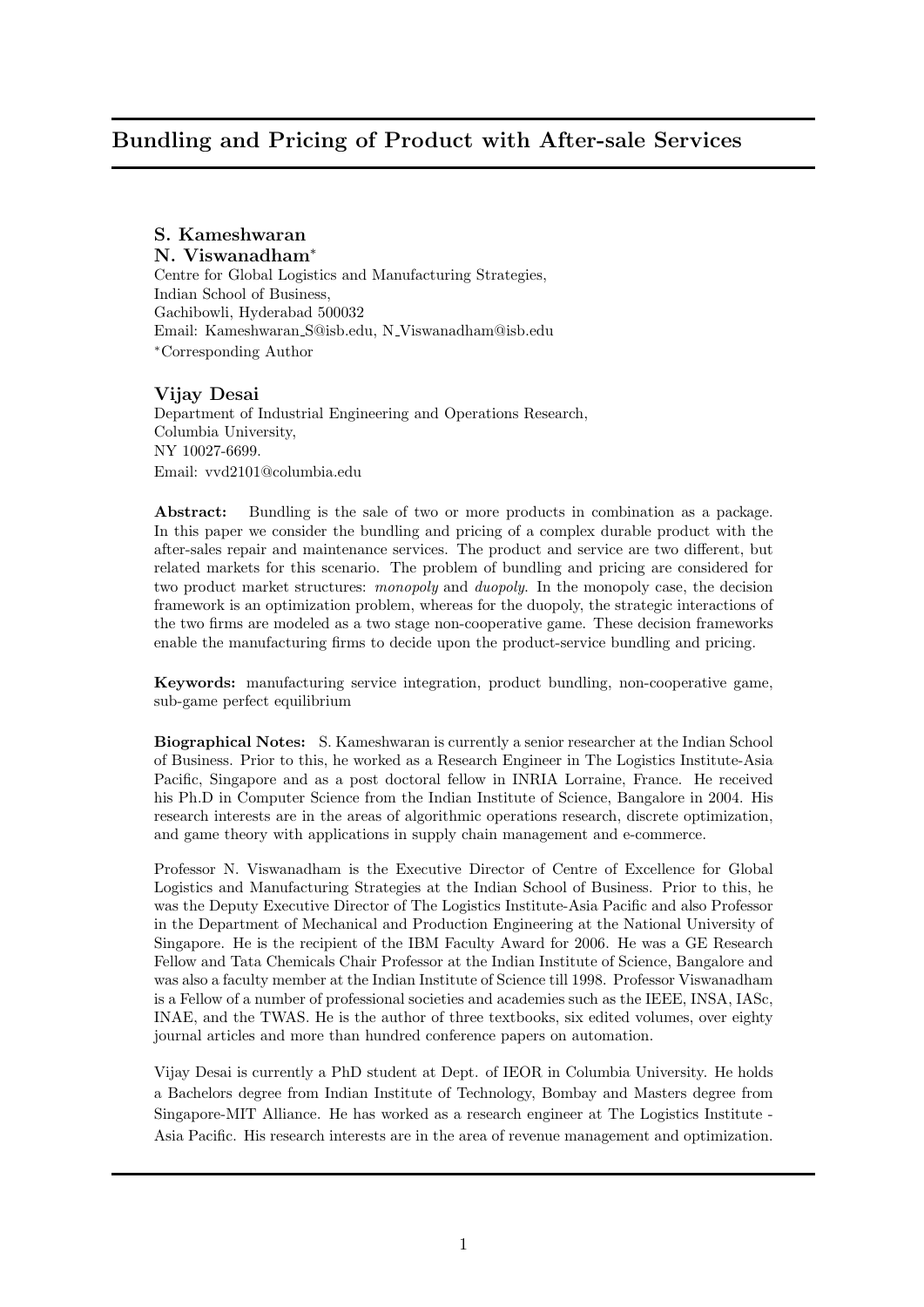# Bundling and Pricing of Product with After-sale Services

**S. Kameshwaran**
**N. Viswanadham***

Centre for Global Logistics and Manufacturing Strategies,
Indian School of Business,
Gachibowli, Hyderabad 500032
Email: Kameshwaran_S@isb.edu, N_Viswanadham@isb.edu
*Corresponding Author

**Vijay Desai**

Department of Industrial Engineering and Operations Research,
Columbia University,
NY 10027-6699.
Email: vvd2101@columbia.edu

**Abstract:** Bundling is the sale of two or more products in combination as a package. In this paper we consider the bundling and pricing of a complex durable product with the after-sales repair and maintenance services. The product and service are two different, but related markets for this scenario. The problem of bundling and pricing are considered for two product market structures: *monopoly* and *duopoly*. In the monopoly case, the decision framework is an optimization problem, whereas for the duopoly, the strategic interactions of the two firms are modeled as a two stage non-cooperative game. These decision frameworks enable the manufacturing firms to decide upon the product-service bundling and pricing.

**Keywords:** manufacturing service integration, product bundling, non-cooperative game, sub-game perfect equilibrium

**Biographical Notes:** S. Kameshwaran is currently a senior researcher at the Indian School of Business. Prior to this, he worked as a Research Engineer in The Logistics Institute-Asia Pacific, Singapore and as a post doctoral fellow in INRIA Lorraine, France. He received his Ph.D in Computer Science from the Indian Institute of Science, Bangalore in 2004. His research interests are in the areas of algorithmic operations research, discrete optimization, and game theory with applications in supply chain management and e-commerce.

Professor N. Viswanadham is the Executive Director of Centre of Excellence for Global Logistics and Manufacturing Strategies at the Indian School of Business. Prior to this, he was the Deputy Executive Director of The Logistics Institute-Asia Pacific and also Professor in the Department of Mechanical and Production Engineering at the National University of Singapore. He is the recipient of the IBM Faculty Award for 2006. He was a GE Research Fellow and Tata Chemicals Chair Professor at the Indian Institute of Science, Bangalore and was also a faculty member at the Indian Institute of Science till 1998. Professor Viswanadham is a Fellow of a number of professional societies and academies such as the IEEE, INSA, IASc, INAE, and the TWAS. He is the author of three textbooks, six edited volumes, over eighty journal articles and more than hundred conference papers on automation.

Vijay Desai is currently a PhD student at Dept. of IEOR in Columbia University. He holds a Bachelors degree from Indian Institute of Technology, Bombay and Masters degree from Singapore-MIT Alliance. He has worked as a research engineer at The Logistics Institute - Asia Pacific. His research interests are in the area of revenue management and optimization.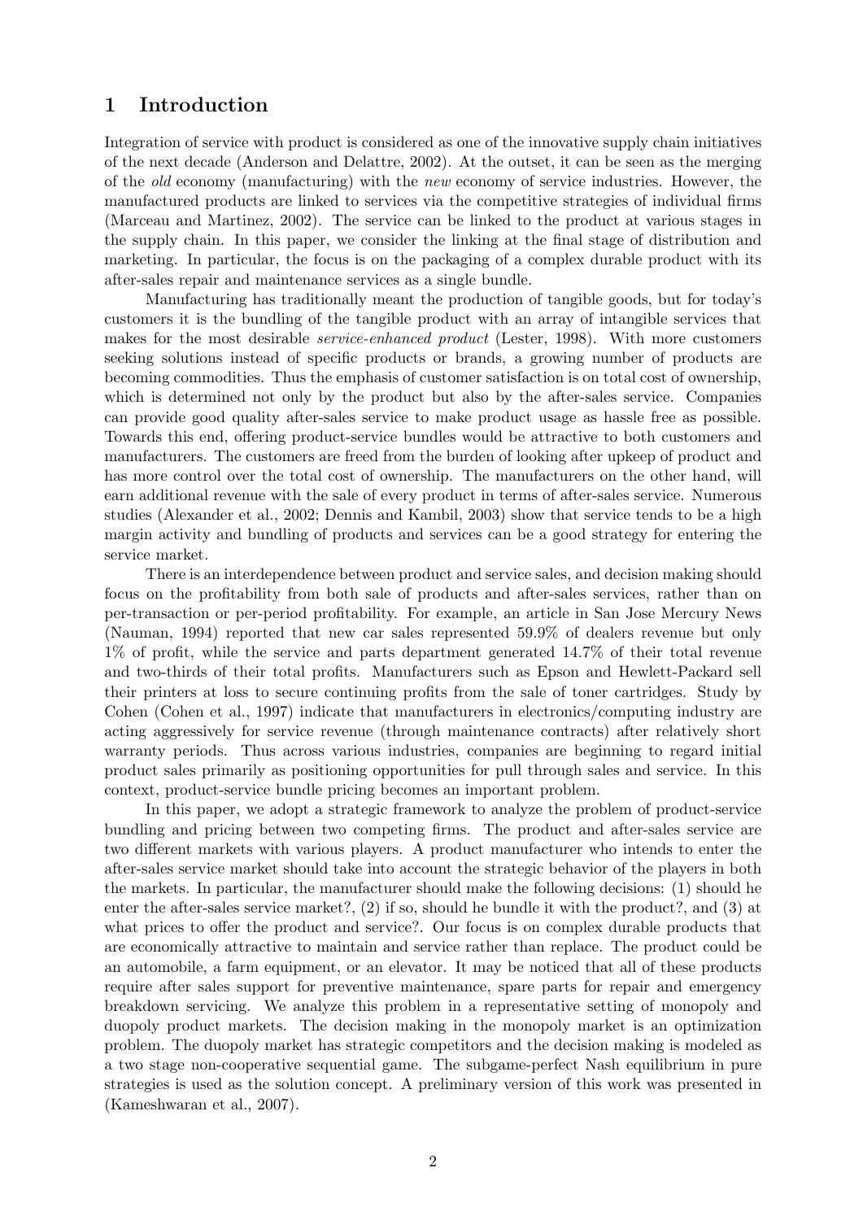## 1 Introduction

Integration of service with product is considered as one of the innovative supply chain initiatives of the next decade (Anderson and Delattre, 2002). At the outset, it can be seen as the merging of the *old* economy (manufacturing) with the *new* economy of service industries. However, the manufactured products are linked to services via the competitive strategies of individual firms (Marceau and Martinez, 2002). The service can be linked to the product at various stages in the supply chain. In this paper, we consider the linking at the final stage of distribution and marketing. In particular, the focus is on the packaging of a complex durable product with its after-sales repair and maintenance services as a single bundle.

Manufacturing has traditionally meant the production of tangible goods, but for today's customers it is the bundling of the tangible product with an array of intangible services that makes for the most desirable *service-enhanced product* (Lester, 1998). With more customers seeking solutions instead of specific products or brands, a growing number of products are becoming commodities. Thus the emphasis of customer satisfaction is on total cost of ownership, which is determined not only by the product but also by the after-sales service. Companies can provide good quality after-sales service to make product usage as hassle free as possible. Towards this end, offering product-service bundles would be attractive to both customers and manufacturers. The customers are freed from the burden of looking after upkeep of product and has more control over the total cost of ownership. The manufacturers on the other hand, will earn additional revenue with the sale of every product in terms of after-sales service. Numerous studies (Alexander et al., 2002; Dennis and Kambil, 2003) show that service tends to be a high margin activity and bundling of products and services can be a good strategy for entering the service market.

There is an interdependence between product and service sales, and decision making should focus on the profitability from both sale of products and after-sales services, rather than on per-transaction or per-period profitability. For example, an article in San Jose Mercury News (Nauman, 1994) reported that new car sales represented 59.9% of dealers revenue but only 1% of profit, while the service and parts department generated 14.7% of their total revenue and two-thirds of their total profits. Manufacturers such as Epson and Hewlett-Packard sell their printers at loss to secure continuing profits from the sale of toner cartridges. Study by Cohen (Cohen et al., 1997) indicate that manufacturers in electronics/computing industry are acting aggressively for service revenue (through maintenance contracts) after relatively short warranty periods. Thus across various industries, companies are beginning to regard initial product sales primarily as positioning opportunities for pull through sales and service. In this context, product-service bundle pricing becomes an important problem.

In this paper, we adopt a strategic framework to analyze the problem of product-service bundling and pricing between two competing firms. The product and after-sales service are two different markets with various players. A product manufacturer who intends to enter the after-sales service market should take into account the strategic behavior of the players in both the markets. In particular, the manufacturer should make the following decisions: (1) should he enter the after-sales service market?, (2) if so, should he bundle it with the product?, and (3) at what prices to offer the product and service?. Our focus is on complex durable products that are economically attractive to maintain and service rather than replace. The product could be an automobile, a farm equipment, or an elevator. It may be noticed that all of these products require after sales support for preventive maintenance, spare parts for repair and emergency breakdown servicing. We analyze this problem in a representative setting of monopoly and duopoly product markets. The decision making in the monopoly market is an optimization problem. The duopoly market has strategic competitors and the decision making is modeled as a two stage non-cooperative sequential game. The subgame-perfect Nash equilibrium in pure strategies is used as the solution concept. A preliminary version of this work was presented in (Kameshwaran et al., 2007).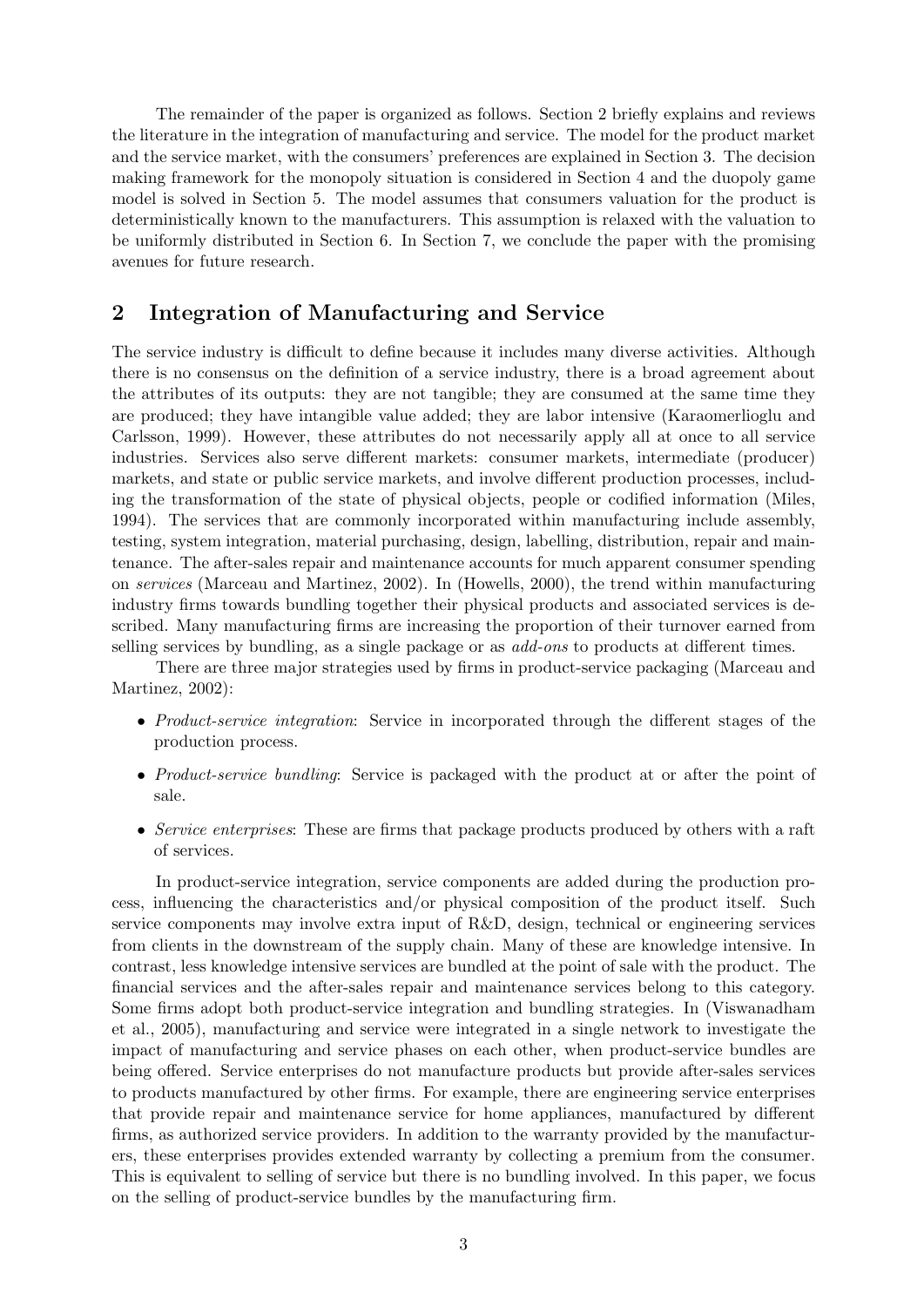The remainder of the paper is organized as follows. Section 2 briefly explains and reviews the literature in the integration of manufacturing and service. The model for the product market and the service market, with the consumers' preferences are explained in Section 3. The decision making framework for the monopoly situation is considered in Section 4 and the duopoly game model is solved in Section 5. The model assumes that consumers valuation for the product is deterministically known to the manufacturers. This assumption is relaxed with the valuation to be uniformly distributed in Section 6. In Section 7, we conclude the paper with the promising avenues for future research.

## 2 Integration of Manufacturing and Service

The service industry is difficult to define because it includes many diverse activities. Although there is no consensus on the definition of a service industry, there is a broad agreement about the attributes of its outputs: they are not tangible; they are consumed at the same time they are produced; they have intangible value added; they are labor intensive (Karaomerlioglu and Carlsson, 1999). However, these attributes do not necessarily apply all at once to all service industries. Services also serve different markets: consumer markets, intermediate (producer) markets, and state or public service markets, and involve different production processes, including the transformation of the state of physical objects, people or codified information (Miles, 1994). The services that are commonly incorporated within manufacturing include assembly, testing, system integration, material purchasing, design, labelling, distribution, repair and maintenance. The after-sales repair and maintenance accounts for much apparent consumer spending on *services* (Marceau and Martinez, 2002). In (Howells, 2000), the trend within manufacturing industry firms towards bundling together their physical products and associated services is described. Many manufacturing firms are increasing the proportion of their turnover earned from selling services by bundling, as a single package or as *add-ons* to products at different times.

There are three major strategies used by firms in product-service packaging (Marceau and Martinez, 2002):

- *Product-service integration*: Service in incorporated through the different stages of the production process.
- *Product-service bundling*: Service is packaged with the product at or after the point of sale.
- *Service enterprises*: These are firms that package products produced by others with a raft of services.

In product-service integration, service components are added during the production process, influencing the characteristics and/or physical composition of the product itself. Such service components may involve extra input of R&D, design, technical or engineering services from clients in the downstream of the supply chain. Many of these are knowledge intensive. In contrast, less knowledge intensive services are bundled at the point of sale with the product. The financial services and the after-sales repair and maintenance services belong to this category. Some firms adopt both product-service integration and bundling strategies. In (Viswanadham et al., 2005), manufacturing and service were integrated in a single network to investigate the impact of manufacturing and service phases on each other, when product-service bundles are being offered. Service enterprises do not manufacture products but provide after-sales services to products manufactured by other firms. For example, there are engineering service enterprises that provide repair and maintenance service for home appliances, manufactured by different firms, as authorized service providers. In addition to the warranty provided by the manufacturers, these enterprises provides extended warranty by collecting a premium from the consumer. This is equivalent to selling of service but there is no bundling involved. In this paper, we focus on the selling of product-service bundles by the manufacturing firm.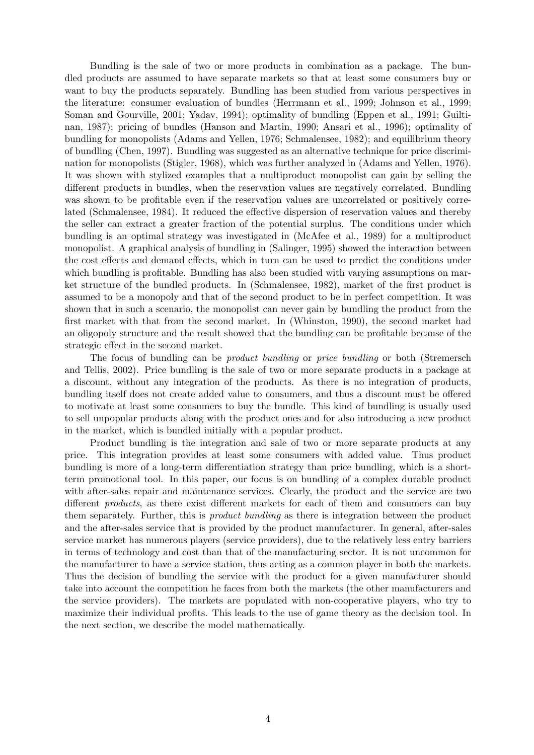Bundling is the sale of two or more products in combination as a package. The bundled products are assumed to have separate markets so that at least some consumers buy or want to buy the products separately. Bundling has been studied from various perspectives in the literature: consumer evaluation of bundles (Herrmann et al., 1999; Johnson et al., 1999; Soman and Gourville, 2001; Yadav, 1994); optimality of bundling (Eppen et al., 1991; Guiltinan, 1987); pricing of bundles (Hanson and Martin, 1990; Ansari et al., 1996); optimality of bundling for monopolists (Adams and Yellen, 1976; Schmalensee, 1982); and equilibrium theory of bundling (Chen, 1997). Bundling was suggested as an alternative technique for price discrimination for monopolists (Stigler, 1968), which was further analyzed in (Adams and Yellen, 1976). It was shown with stylized examples that a multiproduct monopolist can gain by selling the different products in bundles, when the reservation values are negatively correlated. Bundling was shown to be profitable even if the reservation values are uncorrelated or positively correlated (Schmalensee, 1984). It reduced the effective dispersion of reservation values and thereby the seller can extract a greater fraction of the potential surplus. The conditions under which bundling is an optimal strategy was investigated in (McAfee et al., 1989) for a multiproduct monopolist. A graphical analysis of bundling in (Salinger, 1995) showed the interaction between the cost effects and demand effects, which in turn can be used to predict the conditions under which bundling is profitable. Bundling has also been studied with varying assumptions on market structure of the bundled products. In (Schmalensee, 1982), market of the first product is assumed to be a monopoly and that of the second product to be in perfect competition. It was shown that in such a scenario, the monopolist can never gain by bundling the product from the first market with that from the second market. In (Whinston, 1990), the second market had an oligopoly structure and the result showed that the bundling can be profitable because of the strategic effect in the second market.

The focus of bundling can be *product bundling* or *price bundling* or both (Stremersch and Tellis, 2002). Price bundling is the sale of two or more separate products in a package at a discount, without any integration of the products. As there is no integration of products, bundling itself does not create added value to consumers, and thus a discount must be offered to motivate at least some consumers to buy the bundle. This kind of bundling is usually used to sell unpopular products along with the product ones and for also introducing a new product in the market, which is bundled initially with a popular product.

Product bundling is the integration and sale of two or more separate products at any price. This integration provides at least some consumers with added value. Thus product bundling is more of a long-term differentiation strategy than price bundling, which is a short-term promotional tool. In this paper, our focus is on bundling of a complex durable product with after-sales repair and maintenance services. Clearly, the product and the service are two different *products*, as there exist different markets for each of them and consumers can buy them separately. Further, this is *product bundling* as there is integration between the product and the after-sales service that is provided by the product manufacturer. In general, after-sales service market has numerous players (service providers), due to the relatively less entry barriers in terms of technology and cost than that of the manufacturing sector. It is not uncommon for the manufacturer to have a service station, thus acting as a common player in both the markets. Thus the decision of bundling the service with the product for a given manufacturer should take into account the competition he faces from both the markets (the other manufacturers and the service providers). The markets are populated with non-cooperative players, who try to maximize their individual profits. This leads to the use of game theory as the decision tool. In the next section, we describe the model mathematically.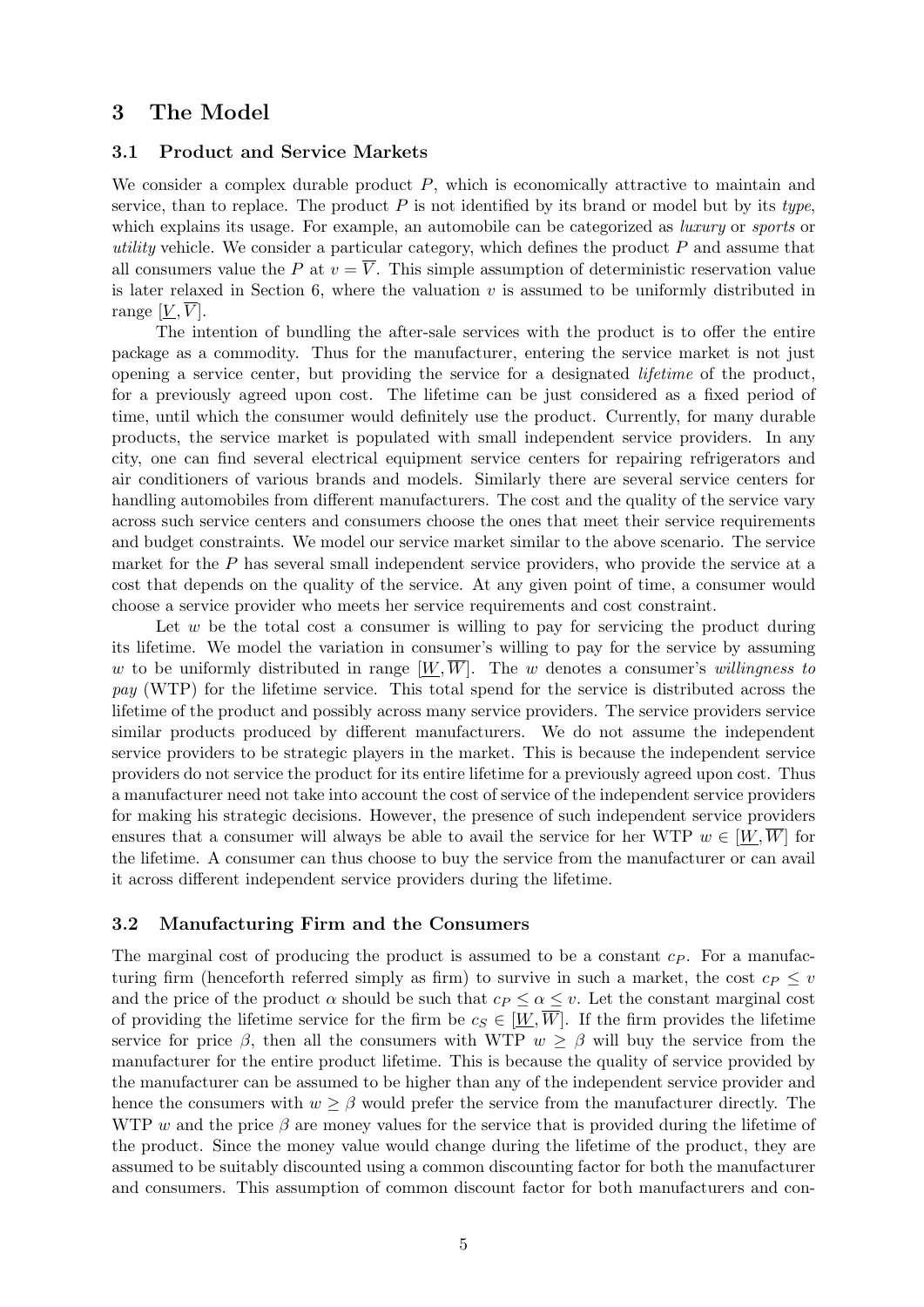## 3 The Model

### 3.1 Product and Service Markets

We consider a complex durable product $P$, which is economically attractive to maintain and service, than to replace. The product $P$ is not identified by its brand or model but by its *type*, which explains its usage. For example, an automobile can be categorized as *luxury* or *sports* or *utility* vehicle. We consider a particular category, which defines the product $P$ and assume that all consumers value the $P$ at $v = \overline{V}$. This simple assumption of deterministic reservation value is later relaxed in Section 6, where the valuation $v$ is assumed to be uniformly distributed in range $[\underline{V}, \overline{V}]$.

The intention of bundling the after-sale services with the product is to offer the entire package as a commodity. Thus for the manufacturer, entering the service market is not just opening a service center, but providing the service for a designated *lifetime* of the product, for a previously agreed upon cost. The lifetime can be just considered as a fixed period of time, until which the consumer would definitely use the product. Currently, for many durable products, the service market is populated with small independent service providers. In any city, one can find several electrical equipment service centers for repairing refrigerators and air conditioners of various brands and models. Similarly there are several service centers for handling automobiles from different manufacturers. The cost and the quality of the service vary across such service centers and consumers choose the ones that meet their service requirements and budget constraints. We model our service market similar to the above scenario. The service market for the $P$ has several small independent service providers, who provide the service at a cost that depends on the quality of the service. At any given point of time, a consumer would choose a service provider who meets her service requirements and cost constraint.

Let $w$ be the total cost a consumer is willing to pay for servicing the product during its lifetime. We model the variation in consumer's willing to pay for the service by assuming $w$ to be uniformly distributed in range $[\underline{W}, \overline{W}]$. The $w$ denotes a consumer's *willingness to pay* (WTP) for the lifetime service. This total spend for the service is distributed across the lifetime of the product and possibly across many service providers. The service providers service similar products produced by different manufacturers. We do not assume the independent service providers to be strategic players in the market. This is because the independent service providers do not service the product for its entire lifetime for a previously agreed upon cost. Thus a manufacturer need not take into account the cost of service of the independent service providers for making his strategic decisions. However, the presence of such independent service providers ensures that a consumer will always be able to avail the service for her WTP $w \in [\underline{W}, \overline{W}]$ for the lifetime. A consumer can thus choose to buy the service from the manufacturer or can avail it across different independent service providers during the lifetime.

### 3.2 Manufacturing Firm and the Consumers

The marginal cost of producing the product is assumed to be a constant $c_P$. For a manufacturing firm (henceforth referred simply as firm) to survive in such a market, the cost $c_P \leq v$ and the price of the product $\alpha$ should be such that $c_P \leq \alpha \leq v$. Let the constant marginal cost of providing the lifetime service for the firm be $c_S \in [\underline{W}, \overline{W}]$. If the firm provides the lifetime service for price $\beta$, then all the consumers with WTP $w \geq \beta$ will buy the service from the manufacturer for the entire product lifetime. This is because the quality of service provided by the manufacturer can be assumed to be higher than any of the independent service provider and hence the consumers with $w \geq \beta$ would prefer the service from the manufacturer directly. The WTP $w$ and the price $\beta$ are money values for the service that is provided during the lifetime of the product. Since the money value would change during the lifetime of the product, they are assumed to be suitably discounted using a common discounting factor for both the manufacturer and consumers. This assumption of common discount factor for both manufacturers and con-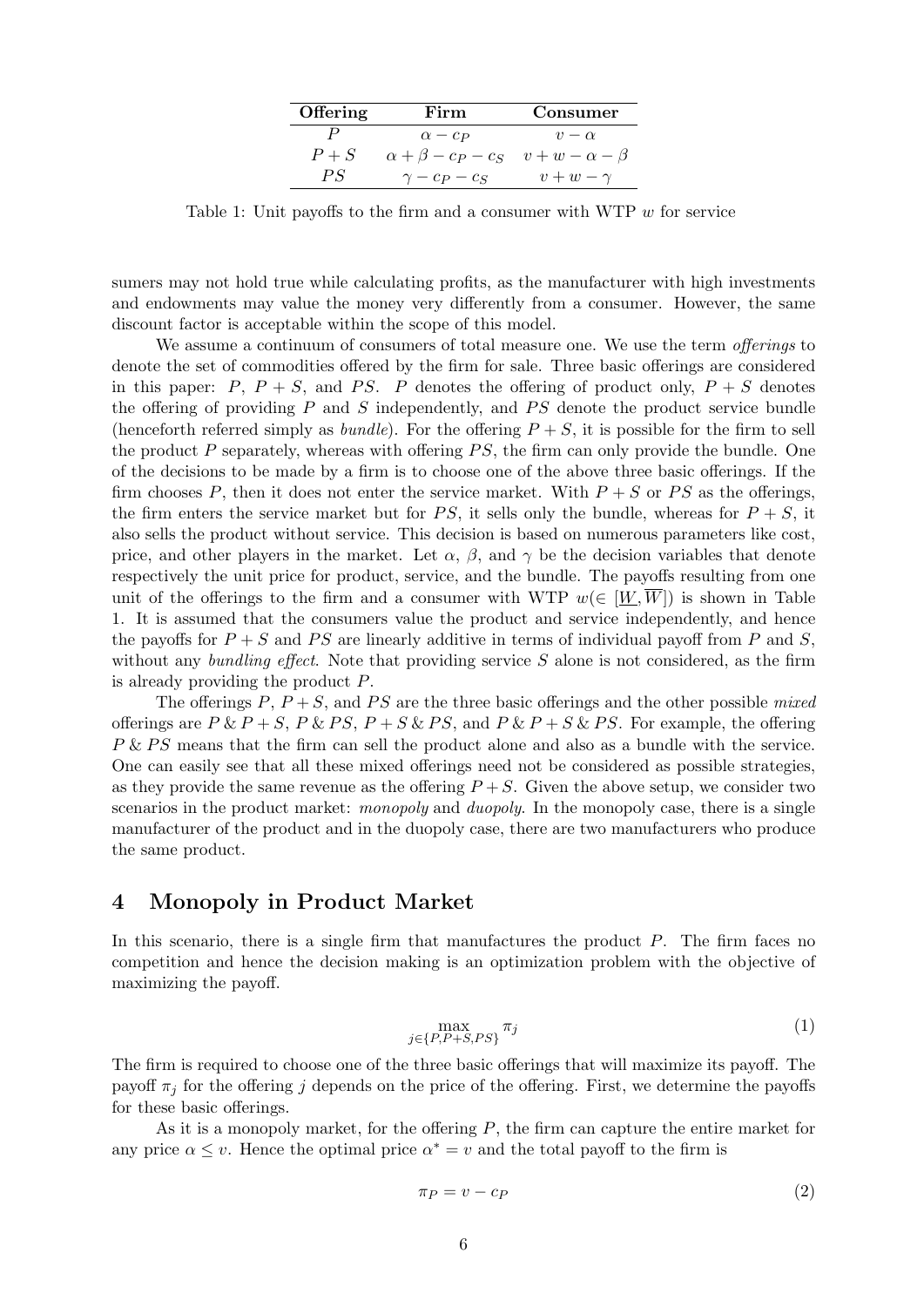| Offering | Firm | Consumer |
|---|---|---|
| $P$ | $\alpha - c_P$ | $v - \alpha$ |
| $P + S$ | $\alpha + \beta - c_P - c_S$ | $v + w - \alpha - \beta$ |
| $PS$ | $\gamma - c_P - c_S$ | $v + w - \gamma$ |

Table 1: Unit payoffs to the firm and a consumer with WTP $w$ for service

sumers may not hold true while calculating profits, as the manufacturer with high investments and endowments may value the money very differently from a consumer. However, the same discount factor is acceptable within the scope of this model.

We assume a continuum of consumers of total measure one. We use the term *offerings* to denote the set of commodities offered by the firm for sale. Three basic offerings are considered in this paper: $P$, $P + S$, and $PS$. $P$ denotes the offering of product only, $P + S$ denotes the offering of providing $P$ and $S$ independently, and $PS$ denote the product service bundle (henceforth referred simply as *bundle*). For the offering $P + S$, it is possible for the firm to sell the product $P$ separately, whereas with offering $PS$, the firm can only provide the bundle. One of the decisions to be made by a firm is to choose one of the above three basic offerings. If the firm chooses $P$, then it does not enter the service market. With $P + S$ or $PS$ as the offerings, the firm enters the service market but for $PS$, it sells only the bundle, whereas for $P + S$, it also sells the product without service. This decision is based on numerous parameters like cost, price, and other players in the market. Let $\alpha$, $\beta$, and $\gamma$ be the decision variables that denote respectively the unit price for product, service, and the bundle. The payoffs resulting from one unit of the offerings to the firm and a consumer with WTP $w(\in [\underline{W}, \overline{W}])$ is shown in Table 1. It is assumed that the consumers value the product and service independently, and hence the payoffs for $P + S$ and $PS$ are linearly additive in terms of individual payoff from $P$ and $S$, without any *bundling effect*. Note that providing service $S$ alone is not considered, as the firm is already providing the product $P$.

The offerings $P$, $P + S$, and $PS$ are the three basic offerings and the other possible *mixed* offerings are $P \,\&\, P + S$, $P \,\&\, PS$, $P + S \,\&\, PS$, and $P \,\&\, P + S \,\&\, PS$. For example, the offering $P \,\&\, PS$ means that the firm can sell the product alone and also as a bundle with the service. One can easily see that all these mixed offerings need not be considered as possible strategies, as they provide the same revenue as the offering $P + S$. Given the above setup, we consider two scenarios in the product market: *monopoly* and *duopoly*. In the monopoly case, there is a single manufacturer of the product and in the duopoly case, there are two manufacturers who produce the same product.

## 4 Monopoly in Product Market

In this scenario, there is a single firm that manufactures the product $P$. The firm faces no competition and hence the decision making is an optimization problem with the objective of maximizing the payoff.

$$\max_{j \in \{P, P+S, PS\}} \pi_j \tag{1}$$

The firm is required to choose one of the three basic offerings that will maximize its payoff. The payoff $\pi_j$ for the offering $j$ depends on the price of the offering. First, we determine the payoffs for these basic offerings.

As it is a monopoly market, for the offering $P$, the firm can capture the entire market for any price $\alpha \leq v$. Hence the optimal price $\alpha^* = v$ and the total payoff to the firm is

$$\pi_P = v - c_P \tag{2}$$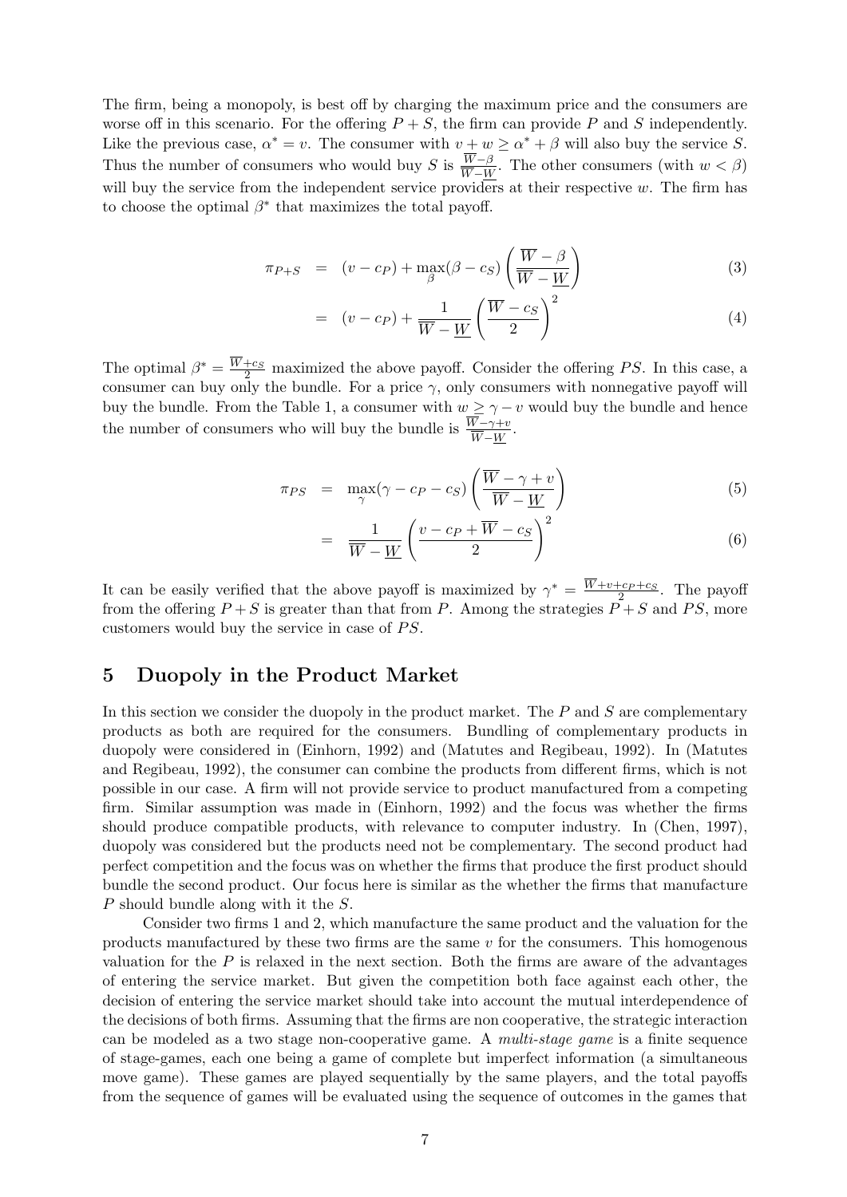The firm, being a monopoly, is best off by charging the maximum price and the consumers are worse off in this scenario. For the offering $P + S$, the firm can provide $P$ and $S$ independently. Like the previous case, $\alpha^* = v$. The consumer with $v + w \geq \alpha^* + \beta$ will also buy the service $S$. Thus the number of consumers who would buy $S$ is $\frac{\overline{W}-\beta}{\overline{W}-\underline{W}}$. The other consumers (with $w < \beta$) will buy the service from the independent service providers at their respective $w$. The firm has to choose the optimal $\beta^*$ that maximizes the total payoff.

$$
\begin{aligned}
\pi_{P+S} &= (v - c_P) + \max_{\beta}(\beta - c_S)\left(\frac{\overline{W} - \beta}{\overline{W} - \underline{W}}\right) &(3)\\
&= (v - c_P) + \frac{1}{\overline{W} - \underline{W}}\left(\frac{\overline{W} - c_S}{2}\right)^2 &(4)
\end{aligned}
$$

The optimal $\beta^* = \frac{\overline{W}+c_S}{2}$ maximized the above payoff. Consider the offering $PS$. In this case, a consumer can buy only the bundle. For a price $\gamma$, only consumers with nonnegative payoff will buy the bundle. From the Table 1, a consumer with $w \geq \gamma - v$ would buy the bundle and hence the number of consumers who will buy the bundle is $\frac{\overline{W}-\gamma+v}{\overline{W}-\underline{W}}$.

$$
\begin{aligned}
\pi_{PS} &= \max_{\gamma}(\gamma - c_P - c_S)\left(\frac{\overline{W} - \gamma + v}{\overline{W} - \underline{W}}\right) &(5)\\
&= \frac{1}{\overline{W} - \underline{W}}\left(\frac{v - c_P + \overline{W} - c_S}{2}\right)^2 &(6)
\end{aligned}
$$

It can be easily verified that the above payoff is maximized by $\gamma^* = \frac{\overline{W}+v+c_P+c_S}{2}$. The payoff from the offering $P + S$ is greater than that from $P$. Among the strategies $P + S$ and $PS$, more customers would buy the service in case of $PS$.

## 5 Duopoly in the Product Market

In this section we consider the duopoly in the product market. The $P$ and $S$ are complementary products as both are required for the consumers. Bundling of complementary products in duopoly were considered in (Einhorn, 1992) and (Matutes and Regibeau, 1992). In (Matutes and Regibeau, 1992), the consumer can combine the products from different firms, which is not possible in our case. A firm will not provide service to product manufactured from a competing firm. Similar assumption was made in (Einhorn, 1992) and the focus was whether the firms should produce compatible products, with relevance to computer industry. In (Chen, 1997), duopoly was considered but the products need not be complementary. The second product had perfect competition and the focus was on whether the firms that produce the first product should bundle the second product. Our focus here is similar as the whether the firms that manufacture $P$ should bundle along with it the $S$.

Consider two firms 1 and 2, which manufacture the same product and the valuation for the products manufactured by these two firms are the same $v$ for the consumers. This homogenous valuation for the $P$ is relaxed in the next section. Both the firms are aware of the advantages of entering the service market. But given the competition both face against each other, the decision of entering the service market should take into account the mutual interdependence of the decisions of both firms. Assuming that the firms are non cooperative, the strategic interaction can be modeled as a two stage non-cooperative game. A *multi-stage game* is a finite sequence of stage-games, each one being a game of complete but imperfect information (a simultaneous move game). These games are played sequentially by the same players, and the total payoffs from the sequence of games will be evaluated using the sequence of outcomes in the games that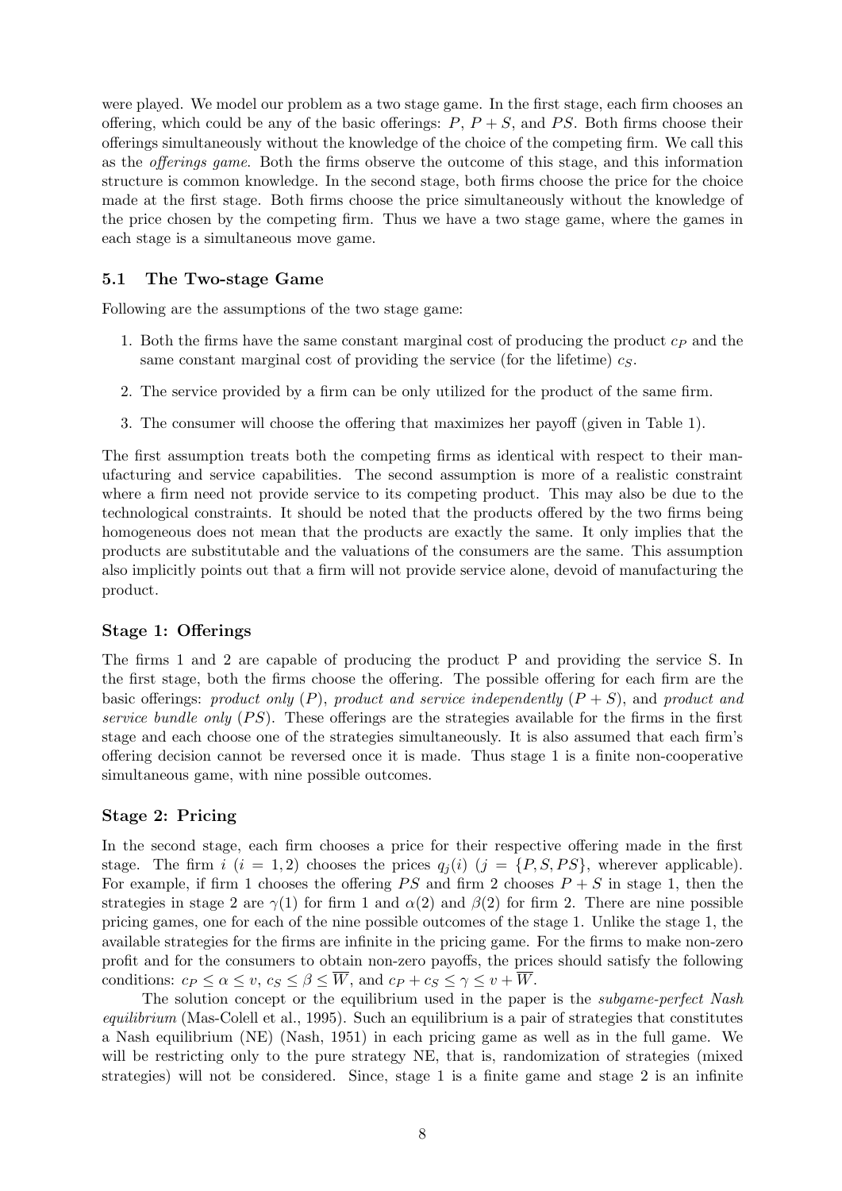were played. We model our problem as a two stage game. In the first stage, each firm chooses an offering, which could be any of the basic offerings: $P$, $P+S$, and $PS$. Both firms choose their offerings simultaneously without the knowledge of the choice of the competing firm. We call this as the *offerings game*. Both the firms observe the outcome of this stage, and this information structure is common knowledge. In the second stage, both firms choose the price for the choice made at the first stage. Both firms choose the price simultaneously without the knowledge of the price chosen by the competing firm. Thus we have a two stage game, where the games in each stage is a simultaneous move game.

### 5.1 The Two-stage Game

Following are the assumptions of the two stage game:

1. Both the firms have the same constant marginal cost of producing the product $c_P$ and the same constant marginal cost of providing the service (for the lifetime) $c_S$.
2. The service provided by a firm can be only utilized for the product of the same firm.
3. The consumer will choose the offering that maximizes her payoff (given in Table 1).

The first assumption treats both the competing firms as identical with respect to their manufacturing and service capabilities. The second assumption is more of a realistic constraint where a firm need not provide service to its competing product. This may also be due to the technological constraints. It should be noted that the products offered by the two firms being homogeneous does not mean that the products are exactly the same. It only implies that the products are substitutable and the valuations of the consumers are the same. This assumption also implicitly points out that a firm will not provide service alone, devoid of manufacturing the product.

#### Stage 1: Offerings

The firms 1 and 2 are capable of producing the product P and providing the service S. In the first stage, both the firms choose the offering. The possible offering for each firm are the basic offerings: *product only* ($P$), *product and service independently* ($P+S$), and *product and service bundle only* ($PS$). These offerings are the strategies available for the firms in the first stage and each choose one of the strategies simultaneously. It is also assumed that each firm's offering decision cannot be reversed once it is made. Thus stage 1 is a finite non-cooperative simultaneous game, with nine possible outcomes.

#### Stage 2: Pricing

In the second stage, each firm chooses a price for their respective offering made in the first stage. The firm $i$ ($i = 1, 2$) chooses the prices $q_j(i)$ ($j = \{P, S, PS\}$, wherever applicable). For example, if firm 1 chooses the offering $PS$ and firm 2 chooses $P+S$ in stage 1, then the strategies in stage 2 are $\gamma(1)$ for firm 1 and $\alpha(2)$ and $\beta(2)$ for firm 2. There are nine possible pricing games, one for each of the nine possible outcomes of the stage 1. Unlike the stage 1, the available strategies for the firms are infinite in the pricing game. For the firms to make non-zero profit and for the consumers to obtain non-zero payoffs, the prices should satisfy the following conditions: $c_P \leq \alpha \leq v$, $c_S \leq \beta \leq \overline{W}$, and $c_P + c_S \leq \gamma \leq v + \overline{W}$.

The solution concept or the equilibrium used in the paper is the *subgame-perfect Nash equilibrium* (Mas-Colell et al., 1995). Such an equilibrium is a pair of strategies that constitutes a Nash equilibrium (NE) (Nash, 1951) in each pricing game as well as in the full game. We will be restricting only to the pure strategy NE, that is, randomization of strategies (mixed strategies) will not be considered. Since, stage 1 is a finite game and stage 2 is an infinite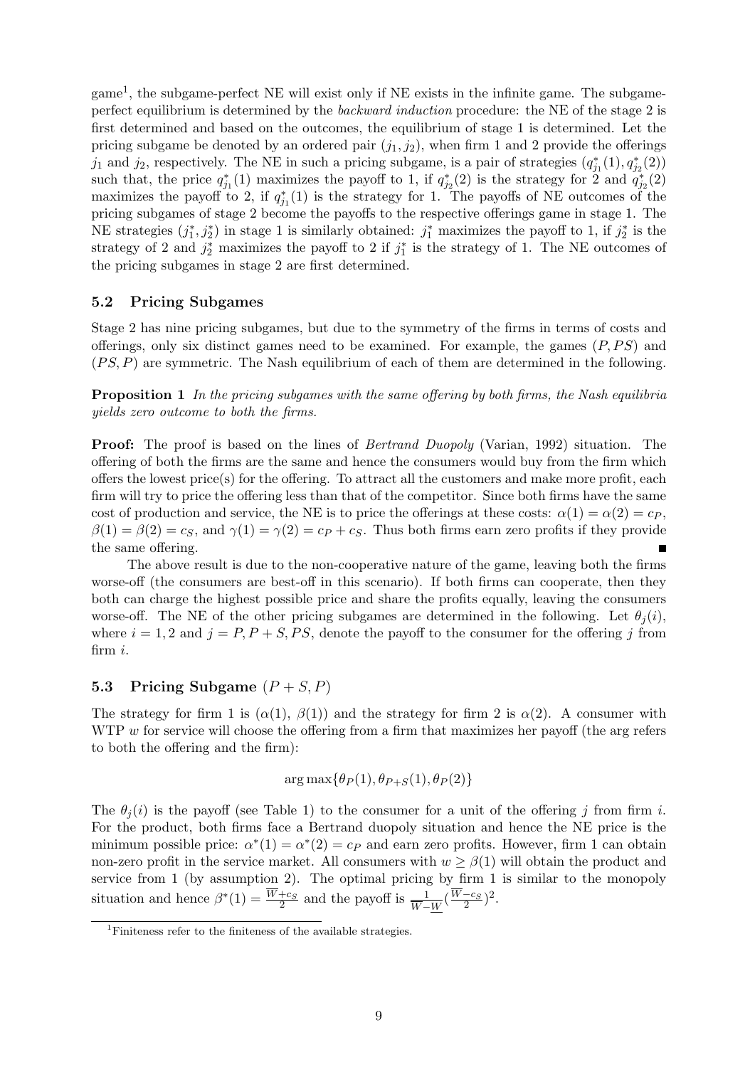game[1], the subgame-perfect NE will exist only if NE exists in the infinite game. The subgame-perfect equilibrium is determined by the *backward induction* procedure: the NE of the stage 2 is first determined and based on the outcomes, the equilibrium of stage 1 is determined. Let the pricing subgame be denoted by an ordered pair $(j_1, j_2)$, when firm 1 and 2 provide the offerings $j_1$ and $j_2$, respectively. The NE in such a pricing subgame, is a pair of strategies $(q^*_{j_1}(1), q^*_{j_2}(2))$ such that, the price $q^*_{j_1}(1)$ maximizes the payoff to 1, if $q^*_{j_2}(2)$ is the strategy for 2 and $q^*_{j_2}(2)$ maximizes the payoff to 2, if $q^*_{j_1}(1)$ is the strategy for 1. The payoffs of NE outcomes of the pricing subgames of stage 2 become the payoffs to the respective offerings game in stage 1. The NE strategies $(j^*_1, j^*_2)$ in stage 1 is similarly obtained: $j^*_1$ maximizes the payoff to 1, if $j^*_2$ is the strategy of 2 and $j^*_2$ maximizes the payoff to 2 if $j^*_1$ is the strategy of 1. The NE outcomes of the pricing subgames in stage 2 are first determined.

### 5.2 Pricing Subgames

Stage 2 has nine pricing subgames, but due to the symmetry of the firms in terms of costs and offerings, only six distinct games need to be examined. For example, the games $(P, PS)$ and $(PS, P)$ are symmetric. The Nash equilibrium of each of them are determined in the following.

**Proposition 1** *In the pricing subgames with the same offering by both firms, the Nash equilibria yields zero outcome to both the firms.*

**Proof:** The proof is based on the lines of *Bertrand Duopoly* (Varian, 1992) situation. The offering of both the firms are the same and hence the consumers would buy from the firm which offers the lowest price(s) for the offering. To attract all the customers and make more profit, each firm will try to price the offering less than that of the competitor. Since both firms have the same cost of production and service, the NE is to price the offerings at these costs: $\alpha(1) = \alpha(2) = c_P$, $\beta(1) = \beta(2) = c_S$, and $\gamma(1) = \gamma(2) = c_P + c_S$. Thus both firms earn zero profits if they provide the same offering. ∎

The above result is due to the non-cooperative nature of the game, leaving both the firms worse-off (the consumers are best-off in this scenario). If both firms can cooperate, then they both can charge the highest possible price and share the profits equally, leaving the consumers worse-off. The NE of the other pricing subgames are determined in the following. Let $\theta_j(i)$, where $i = 1, 2$ and $j = P, P+S, PS$, denote the payoff to the consumer for the offering $j$ from firm $i$.

### 5.3 Pricing Subgame $(P + S, P)$

The strategy for firm 1 is $(\alpha(1), \beta(1))$ and the strategy for firm 2 is $\alpha(2)$. A consumer with WTP $w$ for service will choose the offering from a firm that maximizes her payoff (the arg refers to both the offering and the firm):

$$\arg\max\{\theta_P(1), \theta_{P+S}(1), \theta_P(2)\}$$

The $\theta_j(i)$ is the payoff (see Table 1) to the consumer for a unit of the offering $j$ from firm $i$. For the product, both firms face a Bertrand duopoly situation and hence the NE price is the minimum possible price: $\alpha^*(1) = \alpha^*(2) = c_P$ and earn zero profits. However, firm 1 can obtain non-zero profit in the service market. All consumers with $w \geq \beta(1)$ will obtain the product and service from 1 (by assumption 2). The optimal pricing by firm 1 is similar to the monopoly situation and hence $\beta^*(1) = \frac{\overline{W}+c_S}{2}$ and the payoff is $\frac{1}{\overline{W}-\underline{W}}(\frac{\overline{W}-c_S}{2})^2$.

[1] Finiteness refer to the finiteness of the available strategies.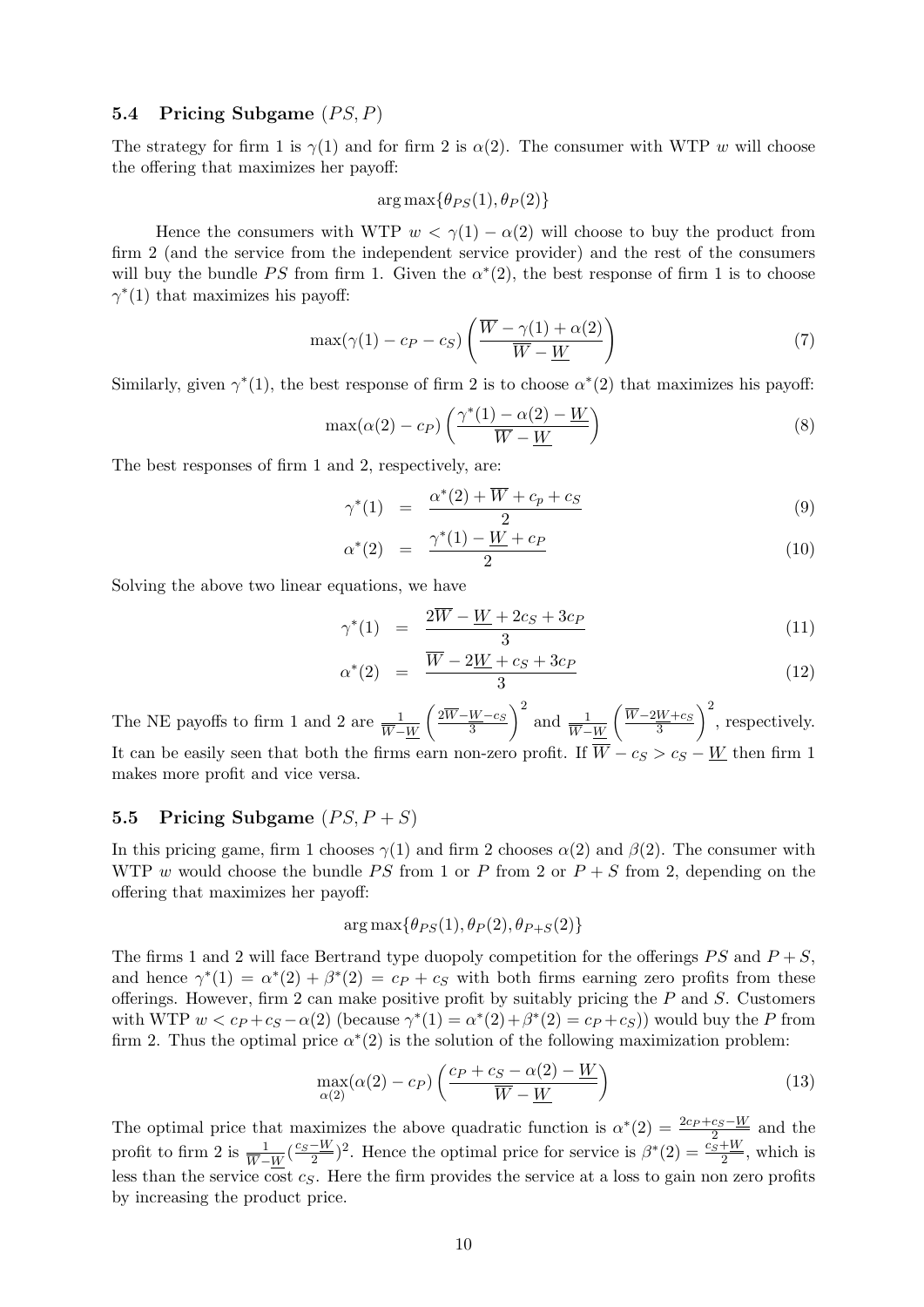### 5.4 Pricing Subgame $(PS, P)$

The strategy for firm 1 is $\gamma(1)$ and for firm 2 is $\alpha(2)$. The consumer with WTP $w$ will choose the offering that maximizes her payoff:

$$\arg\max\{\theta_{PS}(1), \theta_P(2)\}$$

Hence the consumers with WTP $w < \gamma(1) - \alpha(2)$ will choose to buy the product from firm 2 (and the service from the independent service provider) and the rest of the consumers will buy the bundle $PS$ from firm 1. Given the $\alpha^*(2)$, the best response of firm 1 is to choose $\gamma^*(1)$ that maximizes his payoff:

$$\max(\gamma(1) - c_P - c_S)\left(\frac{\overline{W} - \gamma(1) + \alpha(2)}{\overline{W} - \underline{W}}\right) \tag{7}$$

Similarly, given $\gamma^*(1)$, the best response of firm 2 is to choose $\alpha^*(2)$ that maximizes his payoff:

$$\max(\alpha(2) - c_P)\left(\frac{\gamma^*(1) - \alpha(2) - \underline{W}}{\overline{W} - \underline{W}}\right) \tag{8}$$

The best responses of firm 1 and 2, respectively, are:

$$\gamma^*(1) = \frac{\alpha^*(2) + \overline{W} + c_p + c_S}{2} \tag{9}$$

$$\alpha^*(2) = \frac{\gamma^*(1) - \underline{W} + c_P}{2} \tag{10}$$

Solving the above two linear equations, we have

$$\gamma^*(1) = \frac{2\overline{W} - \underline{W} + 2c_S + 3c_P}{3} \tag{11}$$

$$\alpha^*(2) = \frac{\overline{W} - 2\underline{W} + c_S + 3c_P}{3} \tag{12}$$

The NE payoffs to firm 1 and 2 are $\frac{1}{\overline{W}-\underline{W}}\left(\frac{2\overline{W}-\underline{W}-c_S}{3}\right)^2$ and $\frac{1}{\overline{W}-\underline{W}}\left(\frac{\overline{W}-2\underline{W}+c_S}{3}\right)^2$, respectively. It can be easily seen that both the firms earn non-zero profit. If $\overline{W} - c_S > c_S - \underline{W}$ then firm 1 makes more profit and vice versa.

### 5.5 Pricing Subgame $(PS, P + S)$

In this pricing game, firm 1 chooses $\gamma(1)$ and firm 2 chooses $\alpha(2)$ and $\beta(2)$. The consumer with WTP $w$ would choose the bundle $PS$ from 1 or $P$ from 2 or $P + S$ from 2, depending on the offering that maximizes her payoff:

$$\arg\max\{\theta_{PS}(1), \theta_P(2), \theta_{P+S}(2)\}$$

The firms 1 and 2 will face Bertrand type duopoly competition for the offerings $PS$ and $P+S$, and hence $\gamma^*(1) = \alpha^*(2) + \beta^*(2) = c_P + c_S$ with both firms earning zero profits from these offerings. However, firm 2 can make positive profit by suitably pricing the $P$ and $S$. Customers with WTP $w < c_P + c_S - \alpha(2)$ (because $\gamma^*(1) = \alpha^*(2) + \beta^*(2) = c_P + c_S$)) would buy the $P$ from firm 2. Thus the optimal price $\alpha^*(2)$ is the solution of the following maximization problem:

$$\max_{\alpha(2)}(\alpha(2) - c_P)\left(\frac{c_P + c_S - \alpha(2) - \underline{W}}{\overline{W} - \underline{W}}\right) \tag{13}$$

The optimal price that maximizes the above quadratic function is $\alpha^*(2) = \frac{2c_P + c_S - \underline{W}}{2}$ and the profit to firm 2 is $\frac{1}{\overline{W}-\underline{W}}(\frac{c_S-\underline{W}}{2})^2$. Hence the optimal price for service is $\beta^*(2) = \frac{c_S+\underline{W}}{2}$, which is less than the service cost $c_S$. Here the firm provides the service at a loss to gain non zero profits by increasing the product price.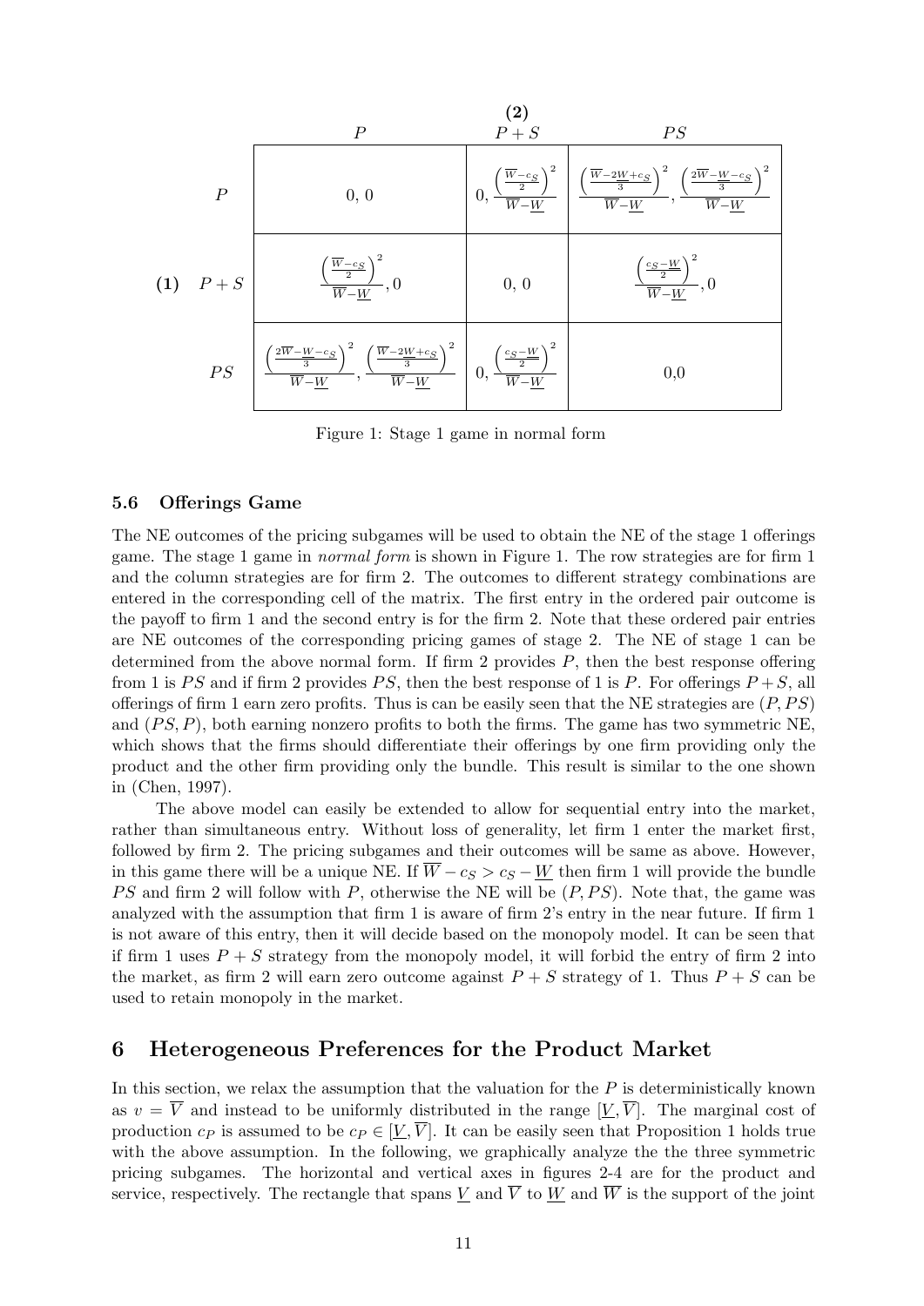|  |  | (2) |  |  |
|---|---|---|---|---|
|  |  | $P$ | $P+S$ | $PS$ |
|  | $P$ | 0, 0 | $0, \dfrac{\left(\frac{\overline{W}-c_S}{2}\right)^2}{\overline{W}-\underline{W}}$ | $\dfrac{\left(\frac{\overline{W}-2\underline{W}+c_S}{3}\right)^2}{\overline{W}-\underline{W}}, \dfrac{\left(\frac{2\overline{W}-\underline{W}-c_S}{3}\right)^2}{\overline{W}-\underline{W}}$ |
| (1) | $P+S$ | $\dfrac{\left(\frac{\overline{W}-c_S}{2}\right)^2}{\overline{W}-\underline{W}}, 0$ | 0, 0 | $\dfrac{\left(\frac{c_S-\underline{W}}{2}\right)^2}{\overline{W}-\underline{W}}, 0$ |
|  | $PS$ | $\dfrac{\left(\frac{2\overline{W}-\underline{W}-c_S}{3}\right)^2}{\overline{W}-\underline{W}}, \dfrac{\left(\frac{\overline{W}-2\underline{W}+c_S}{3}\right)^2}{\overline{W}-\underline{W}}$ | $0, \dfrac{\left(\frac{c_S-\underline{W}}{2}\right)^2}{\overline{W}-\underline{W}}$ | 0,0 |

Figure 1: Stage 1 game in normal form

### 5.6 Offerings Game

The NE outcomes of the pricing subgames will be used to obtain the NE of the stage 1 offerings game. The stage 1 game in *normal form* is shown in Figure 1. The row strategies are for firm 1 and the column strategies are for firm 2. The outcomes to different strategy combinations are entered in the corresponding cell of the matrix. The first entry in the ordered pair outcome is the payoff to firm 1 and the second entry is for the firm 2. Note that these ordered pair entries are NE outcomes of the corresponding pricing games of stage 2. The NE of stage 1 can be determined from the above normal form. If firm 2 provides $P$, then the best response offering from 1 is $PS$ and if firm 2 provides $PS$, then the best response of 1 is $P$. For offerings $P+S$, all offerings of firm 1 earn zero profits. Thus is can be easily seen that the NE strategies are $(P, PS)$ and $(PS, P)$, both earning nonzero profits to both the firms. The game has two symmetric NE, which shows that the firms should differentiate their offerings by one firm providing only the product and the other firm providing only the bundle. This result is similar to the one shown in (Chen, 1997).

The above model can easily be extended to allow for sequential entry into the market, rather than simultaneous entry. Without loss of generality, let firm 1 enter the market first, followed by firm 2. The pricing subgames and their outcomes will be same as above. However, in this game there will be a unique NE. If $\overline{W} - c_S > c_S - \underline{W}$ then firm 1 will provide the bundle $PS$ and firm 2 will follow with $P$, otherwise the NE will be $(P, PS)$. Note that, the game was analyzed with the assumption that firm 1 is aware of firm 2's entry in the near future. If firm 1 is not aware of this entry, then it will decide based on the monopoly model. It can be seen that if firm 1 uses $P+S$ strategy from the monopoly model, it will forbid the entry of firm 2 into the market, as firm 2 will earn zero outcome against $P+S$ strategy of 1. Thus $P+S$ can be used to retain monopoly in the market.

## 6 Heterogeneous Preferences for the Product Market

In this section, we relax the assumption that the valuation for the $P$ is deterministically known as $v = \overline{V}$ and instead to be uniformly distributed in the range $[\underline{V}, \overline{V}]$. The marginal cost of production $c_P$ is assumed to be $c_P \in [\underline{V}, \overline{V}]$. It can be easily seen that Proposition 1 holds true with the above assumption. In the following, we graphically analyze the the three symmetric pricing subgames. The horizontal and vertical axes in figures 2-4 are for the product and service, respectively. The rectangle that spans $\underline{V}$ and $\overline{V}$ to $\underline{W}$ and $\overline{W}$ is the support of the joint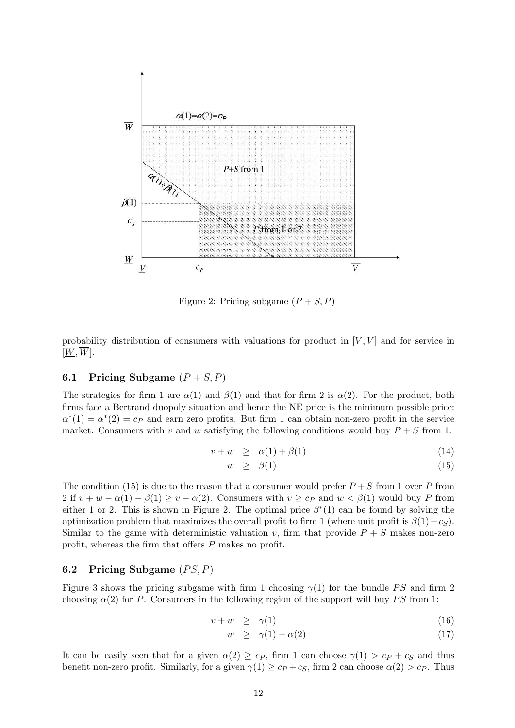Figure 2: Pricing subgame $(P+S, P)$

probability distribution of consumers with valuations for product in $[\underline{V}, \overline{V}]$ and for service in $[\underline{W}, \overline{W}]$.

### 6.1 Pricing Subgame $(P+S, P)$

The strategies for firm 1 are $\alpha(1)$ and $\beta(1)$ and that for firm 2 is $\alpha(2)$. For the product, both firms face a Bertrand duopoly situation and hence the NE price is the minimum possible price: $\alpha^*(1) = \alpha^*(2) = c_P$ and earn zero profits. But firm 1 can obtain non-zero profit in the service market. Consumers with $v$ and $w$ satisfying the following conditions would buy $P+S$ from 1:

$$v + w \geq \alpha(1) + \beta(1) \tag{14}$$

$$w \geq \beta(1) \tag{15}$$

The condition (15) is due to the reason that a consumer would prefer $P+S$ from 1 over $P$ from 2 if $v + w - \alpha(1) - \beta(1) \geq v - \alpha(2)$. Consumers with $v \geq c_P$ and $w < \beta(1)$ would buy $P$ from either 1 or 2. This is shown in Figure 2. The optimal price $\beta^*(1)$ can be found by solving the optimization problem that maximizes the overall profit to firm 1 (where unit profit is $\beta(1) - c_S$). Similar to the game with deterministic valuation $v$, firm that provide $P+S$ makes non-zero profit, whereas the firm that offers $P$ makes no profit.

### 6.2 Pricing Subgame $(PS, P)$

Figure 3 shows the pricing subgame with firm 1 choosing $\gamma(1)$ for the bundle $PS$ and firm 2 choosing $\alpha(2)$ for $P$. Consumers in the following region of the support will buy $PS$ from 1:

$$v + w \geq \gamma(1) \tag{16}$$

$$w \geq \gamma(1) - \alpha(2) \tag{17}$$

It can be easily seen that for a given $\alpha(2) \geq c_P$, firm 1 can choose $\gamma(1) > c_P + c_S$ and thus benefit non-zero profit. Similarly, for a given $\gamma(1) \geq c_P + c_S$, firm 2 can choose $\alpha(2) > c_P$. Thus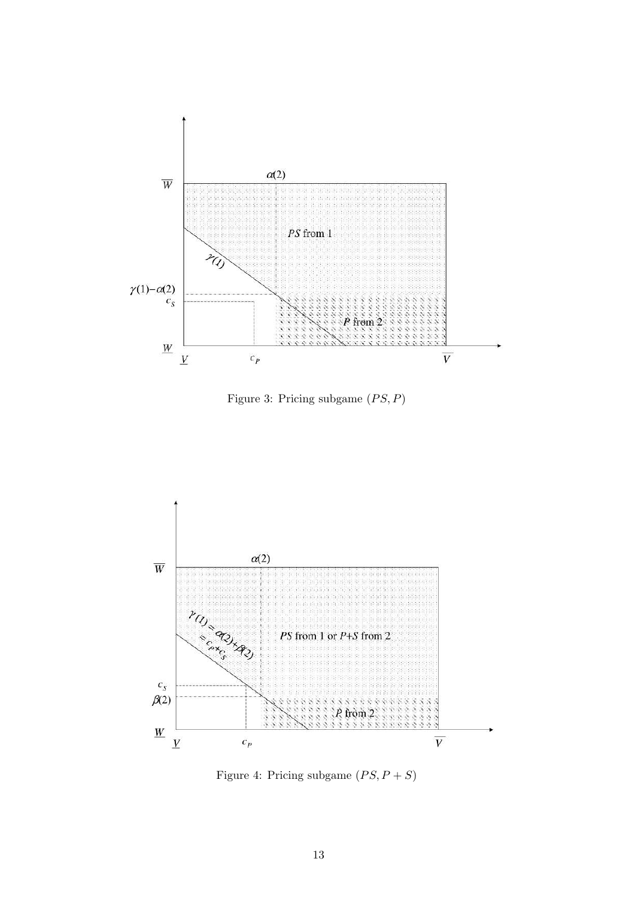Figure 3: Pricing subgame $(PS, P)$

Figure 4: Pricing subgame $(PS, P + S)$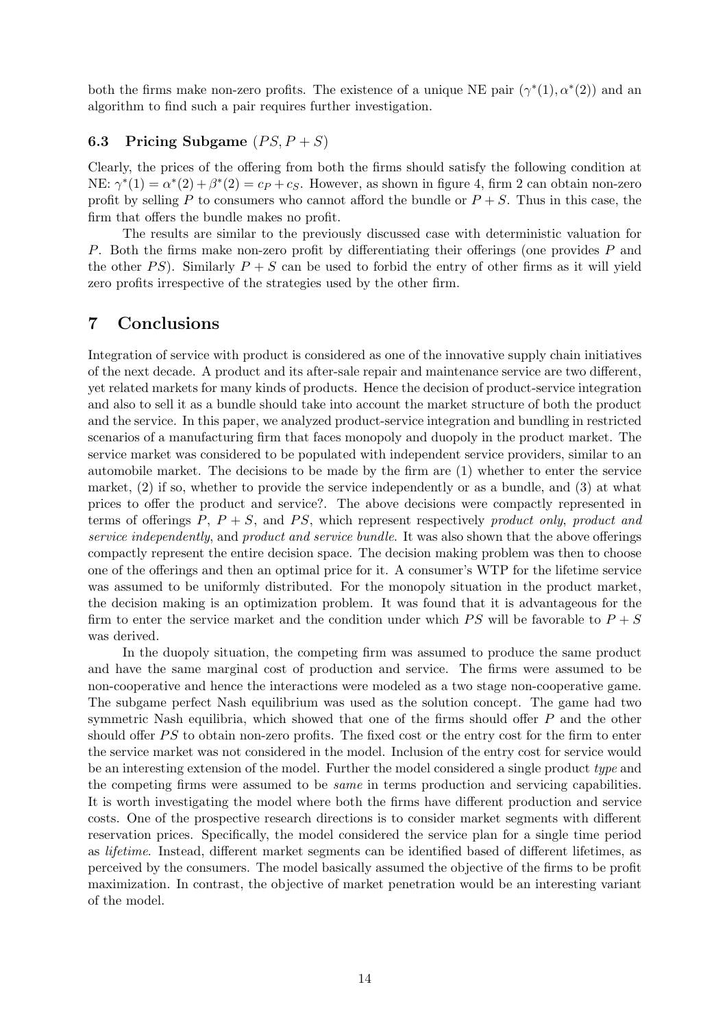both the firms make non-zero profits. The existence of a unique NE pair $(\gamma^*(1), \alpha^*(2))$ and an algorithm to find such a pair requires further investigation.

### 6.3 Pricing Subgame $(PS, P+S)$

Clearly, the prices of the offering from both the firms should satisfy the following condition at NE: $\gamma^*(1) = \alpha^*(2) + \beta^*(2) = c_P + c_S$. However, as shown in figure 4, firm 2 can obtain non-zero profit by selling $P$ to consumers who cannot afford the bundle or $P+S$. Thus in this case, the firm that offers the bundle makes no profit.

The results are similar to the previously discussed case with deterministic valuation for $P$. Both the firms make non-zero profit by differentiating their offerings (one provides $P$ and the other $PS$). Similarly $P+S$ can be used to forbid the entry of other firms as it will yield zero profits irrespective of the strategies used by the other firm.

## 7 Conclusions

Integration of service with product is considered as one of the innovative supply chain initiatives of the next decade. A product and its after-sale repair and maintenance service are two different, yet related markets for many kinds of products. Hence the decision of product-service integration and also to sell it as a bundle should take into account the market structure of both the product and the service. In this paper, we analyzed product-service integration and bundling in restricted scenarios of a manufacturing firm that faces monopoly and duopoly in the product market. The service market was considered to be populated with independent service providers, similar to an automobile market. The decisions to be made by the firm are (1) whether to enter the service market, (2) if so, whether to provide the service independently or as a bundle, and (3) at what prices to offer the product and service?. The above decisions were compactly represented in terms of offerings $P$, $P+S$, and $PS$, which represent respectively *product only*, *product and service independently*, and *product and service bundle*. It was also shown that the above offerings compactly represent the entire decision space. The decision making problem was then to choose one of the offerings and then an optimal price for it. A consumer's WTP for the lifetime service was assumed to be uniformly distributed. For the monopoly situation in the product market, the decision making is an optimization problem. It was found that it is advantageous for the firm to enter the service market and the condition under which $PS$ will be favorable to $P+S$ was derived.

In the duopoly situation, the competing firm was assumed to produce the same product and have the same marginal cost of production and service. The firms were assumed to be non-cooperative and hence the interactions were modeled as a two stage non-cooperative game. The subgame perfect Nash equilibrium was used as the solution concept. The game had two symmetric Nash equilibria, which showed that one of the firms should offer $P$ and the other should offer $PS$ to obtain non-zero profits. The fixed cost or the entry cost for the firm to enter the service market was not considered in the model. Inclusion of the entry cost for service would be an interesting extension of the model. Further the model considered a single product *type* and the competing firms were assumed to be *same* in terms production and servicing capabilities. It is worth investigating the model where both the firms have different production and service costs. One of the prospective research directions is to consider market segments with different reservation prices. Specifically, the model considered the service plan for a single time period as *lifetime*. Instead, different market segments can be identified based of different lifetimes, as perceived by the consumers. The model basically assumed the objective of the firms to be profit maximization. In contrast, the objective of market penetration would be an interesting variant of the model.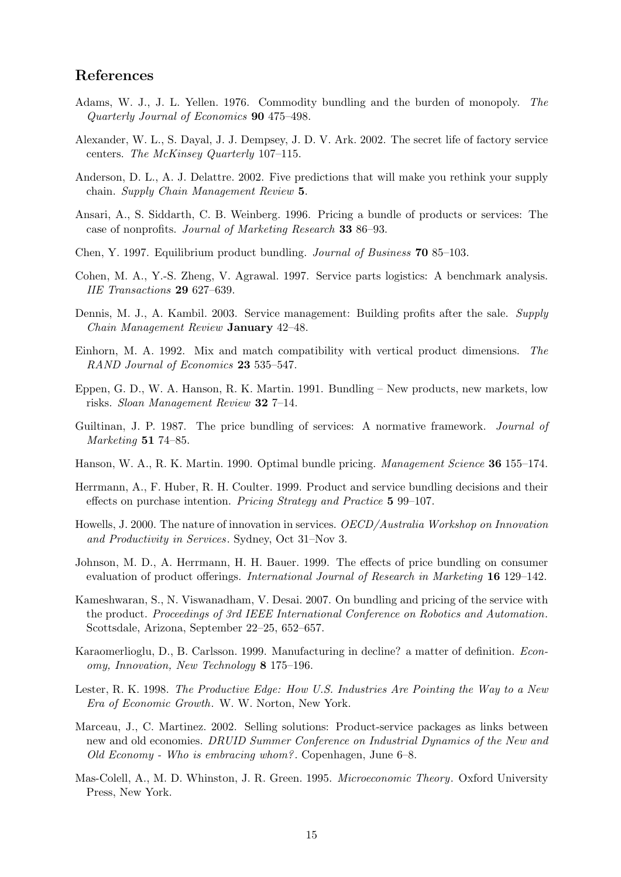## References

Adams, W. J., J. L. Yellen. 1976. Commodity bundling and the burden of monopoly. *The Quarterly Journal of Economics* **90** 475–498.

Alexander, W. L., S. Dayal, J. J. Dempsey, J. D. V. Ark. 2002. The secret life of factory service centers. *The McKinsey Quarterly* 107–115.

Anderson, D. L., A. J. Delattre. 2002. Five predictions that will make you rethink your supply chain. *Supply Chain Management Review* **5**.

Ansari, A., S. Siddarth, C. B. Weinberg. 1996. Pricing a bundle of products or services: The case of nonprofits. *Journal of Marketing Research* **33** 86–93.

Chen, Y. 1997. Equilibrium product bundling. *Journal of Business* **70** 85–103.

Cohen, M. A., Y.-S. Zheng, V. Agrawal. 1997. Service parts logistics: A benchmark analysis. *IIE Transactions* **29** 627–639.

Dennis, M. J., A. Kambil. 2003. Service management: Building profits after the sale. *Supply Chain Management Review* **January** 42–48.

Einhorn, M. A. 1992. Mix and match compatibility with vertical product dimensions. *The RAND Journal of Economics* **23** 535–547.

Eppen, G. D., W. A. Hanson, R. K. Martin. 1991. Bundling – New products, new markets, low risks. *Sloan Management Review* **32** 7–14.

Guiltinan, J. P. 1987. The price bundling of services: A normative framework. *Journal of Marketing* **51** 74–85.

Hanson, W. A., R. K. Martin. 1990. Optimal bundle pricing. *Management Science* **36** 155–174.

Herrmann, A., F. Huber, R. H. Coulter. 1999. Product and service bundling decisions and their effects on purchase intention. *Pricing Strategy and Practice* **5** 99–107.

Howells, J. 2000. The nature of innovation in services. *OECD/Australia Workshop on Innovation and Productivity in Services*. Sydney, Oct 31–Nov 3.

Johnson, M. D., A. Herrmann, H. H. Bauer. 1999. The effects of price bundling on consumer evaluation of product offerings. *International Journal of Research in Marketing* **16** 129–142.

Kameshwaran, S., N. Viswanadham, V. Desai. 2007. On bundling and pricing of the service with the product. *Proceedings of 3rd IEEE International Conference on Robotics and Automation*. Scottsdale, Arizona, September 22–25, 652–657.

Karaomerlioglu, D., B. Carlsson. 1999. Manufacturing in decline? a matter of definition. *Economy, Innovation, New Technology* **8** 175–196.

Lester, R. K. 1998. *The Productive Edge: How U.S. Industries Are Pointing the Way to a New Era of Economic Growth*. W. W. Norton, New York.

Marceau, J., C. Martinez. 2002. Selling solutions: Product-service packages as links between new and old economies. *DRUID Summer Conference on Industrial Dynamics of the New and Old Economy - Who is embracing whom?*. Copenhagen, June 6–8.

Mas-Colell, A., M. D. Whinston, J. R. Green. 1995. *Microeconomic Theory*. Oxford University Press, New York.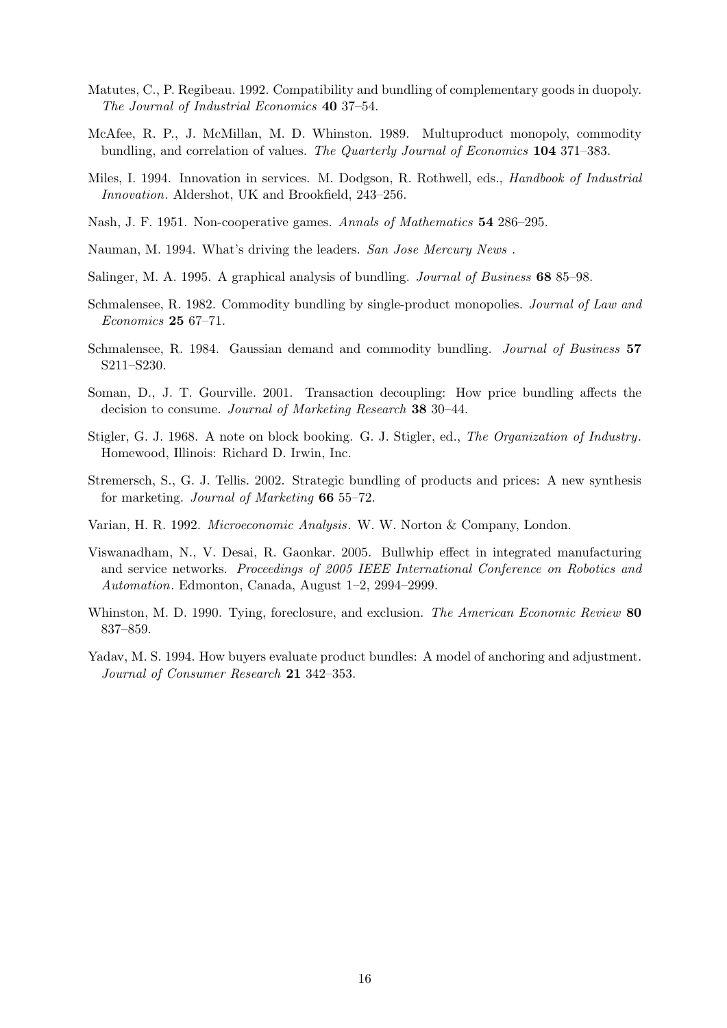Matutes, C., P. Regibeau. 1992. Compatibility and bundling of complementary goods in duopoly. *The Journal of Industrial Economics* **40** 37–54.

McAfee, R. P., J. McMillan, M. D. Whinston. 1989. Multiproduct monopoly, commodity bundling, and correlation of values. *The Quarterly Journal of Economics* **104** 371–383.

Miles, I. 1994. Innovation in services. M. Dodgson, R. Rothwell, eds., *Handbook of Industrial Innovation*. Aldershot, UK and Brookfield, 243–256.

Nash, J. F. 1951. Non-cooperative games. *Annals of Mathematics* **54** 286–295.

Nauman, M. 1994. What's driving the leaders. *San Jose Mercury News* .

Salinger, M. A. 1995. A graphical analysis of bundling. *Journal of Business* **68** 85–98.

Schmalensee, R. 1982. Commodity bundling by single-product monopolies. *Journal of Law and Economics* **25** 67–71.

Schmalensee, R. 1984. Gaussian demand and commodity bundling. *Journal of Business* **57** S211–S230.

Soman, D., J. T. Gourville. 2001. Transaction decoupling: How price bundling affects the decision to consume. *Journal of Marketing Research* **38** 30–44.

Stigler, G. J. 1968. A note on block booking. G. J. Stigler, ed., *The Organization of Industry*. Homewood, Illinois: Richard D. Irwin, Inc.

Stremersch, S., G. J. Tellis. 2002. Strategic bundling of products and prices: A new synthesis for marketing. *Journal of Marketing* **66** 55–72.

Varian, H. R. 1992. *Microeconomic Analysis*. W. W. Norton & Company, London.

Viswanadham, N., V. Desai, R. Gaonkar. 2005. Bullwhip effect in integrated manufacturing and service networks. *Proceedings of 2005 IEEE International Conference on Robotics and Automation*. Edmonton, Canada, August 1–2, 2994–2999.

Whinston, M. D. 1990. Tying, foreclosure, and exclusion. *The American Economic Review* **80** 837–859.

Yadav, M. S. 1994. How buyers evaluate product bundles: A model of anchoring and adjustment. *Journal of Consumer Research* **21** 342–353.